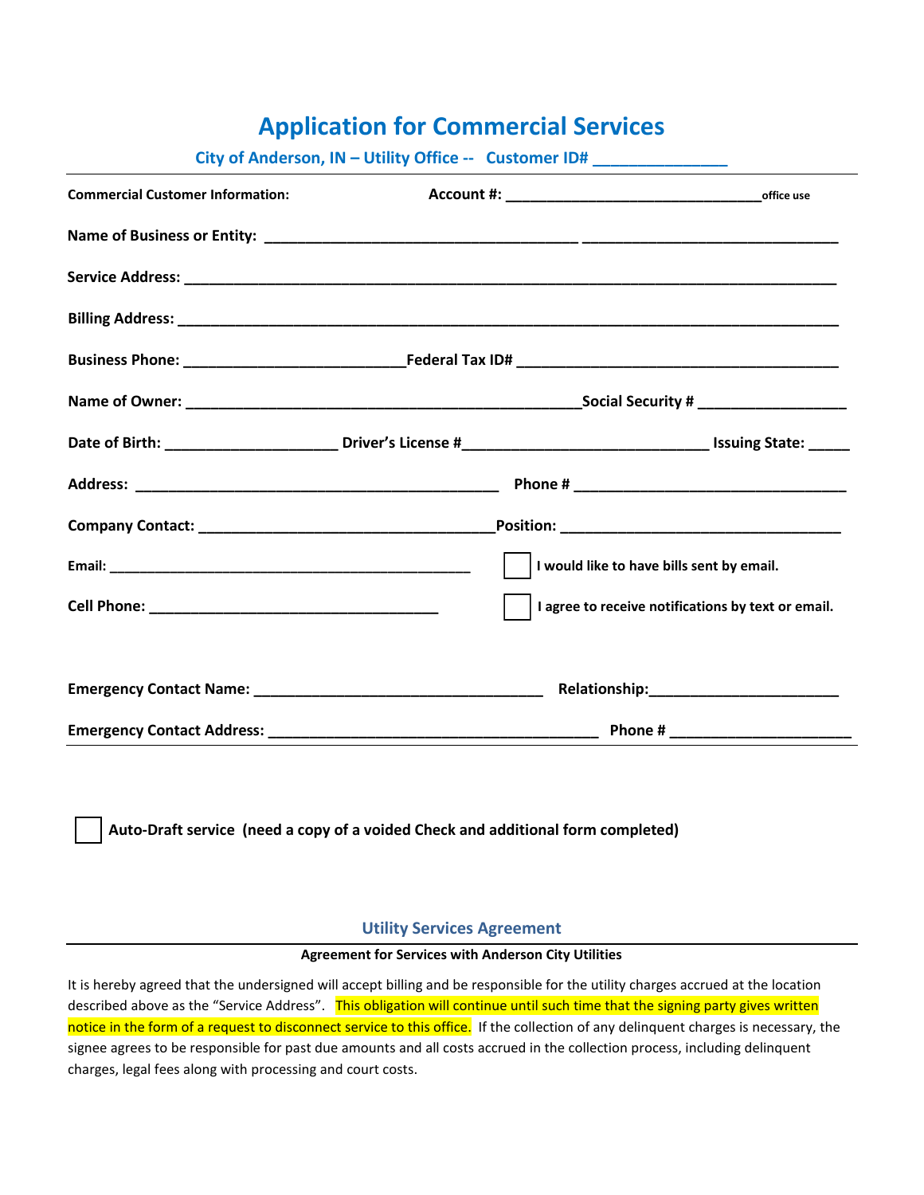# Application for Commercial Services

**City of Anderson, IN – Utility Office -- Customer ID# _______________**

**Commercial Customer Information:** **Account #:** ________________________________ office use

**Name of Business or Entity:** _______________________________________ _______________________________

**Service Address:** ________________________________________________________________________________

**Billing Address:** ________________________________________________________________________________

**Business Phone:** ___________________________ **Federal Tax ID#** _______________________________________

**Name of Owner:** ________________________________________________ **Social Security #** __________________

**Date of Birth:** _____________________ **Driver's License #** ______________________________ **Issuing State:** _____

**Address:** ____________________________________________ **Phone #** _________________________________

**Company Contact:** ___________________________________ **Position:** _________________________________

**Email:** _____________________________________________ ☐ **I would like to have bills sent by email.**

**Cell Phone:** ___________________________________ ☐ **I agree to receive notifications by text or email.**

**Emergency Contact Name:** ___________________________________ **Relationship:** _______________________

**Emergency Contact Address:** _________________________________________ **Phone #** ______________________

☐ **Auto-Draft service (need a copy of a voided Check and additional form completed)**

## Utility Services Agreement

**Agreement for Services with Anderson City Utilities**

It is hereby agreed that the undersigned will accept billing and be responsible for the utility charges accrued at the location described above as the "Service Address". This obligation will continue until such time that the signing party gives written notice in the form of a request to disconnect service to this office. If the collection of any delinquent charges is necessary, the signee agrees to be responsible for past due amounts and all costs accrued in the collection process, including delinquent charges, legal fees along with processing and court costs.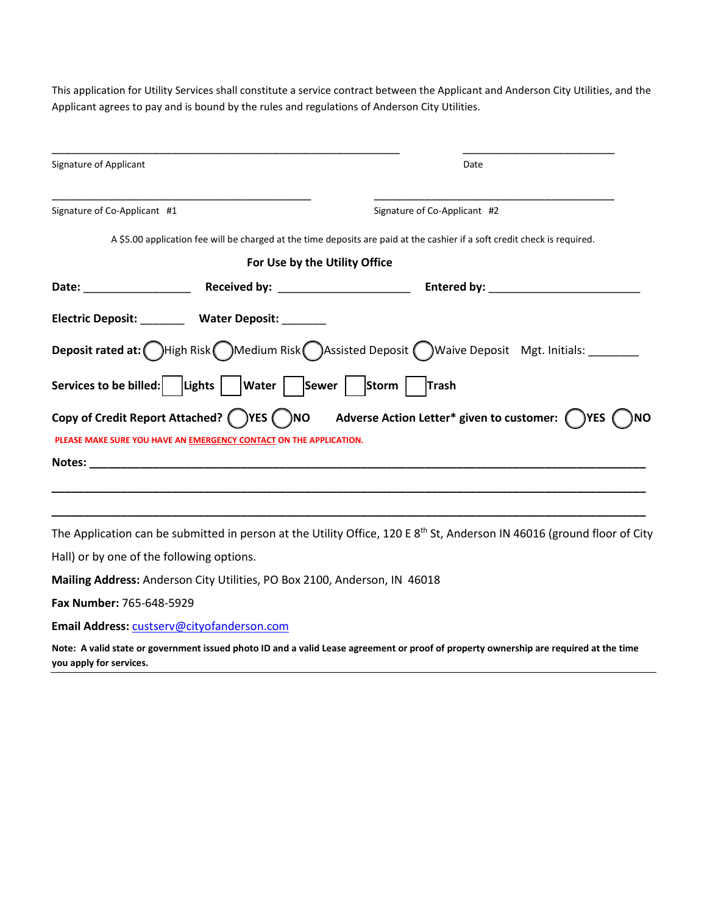This application for Utility Services shall constitute a service contract between the Applicant and Anderson City Utilities, and the Applicant agrees to pay and is bound by the rules and regulations of Anderson City Utilities.

\_\_\_\_\_\_\_\_\_\_\_\_\_\_\_\_\_\_\_\_\_\_\_\_\_\_\_\_\_\_\_\_\_\_\_\_\_\_\_\_\_\_\_\_\_\_\_\_\_\_\_\_ \_\_\_\_\_\_\_\_\_\_\_\_\_\_\_\_\_\_\_\_\_\_\_\_\_

Signature of Applicant Date

\_\_\_\_\_\_\_\_\_\_\_\_\_\_\_\_\_\_\_\_\_\_\_\_\_\_\_\_\_\_\_\_\_\_\_\_\_\_\_\_\_ \_\_\_\_\_\_\_\_\_\_\_\_\_\_\_\_\_\_\_\_\_\_\_\_\_\_\_\_\_\_\_\_\_\_\_\_\_\_\_

Signature of Co-Applicant #1 Signature of Co-Applicant #2

A $5.00 application fee will be charged at the time deposits are paid at the cashier if a soft credit check is required.

**For Use by the Utility Office**

**Date:** \_\_\_\_\_\_\_\_\_\_\_\_\_\_\_\_\_\_ **Received by:** \_\_\_\_\_\_\_\_\_\_\_\_\_\_\_\_\_\_\_\_\_\_ **Entered by:** \_\_\_\_\_\_\_\_\_\_\_\_\_\_\_\_\_\_\_\_\_\_\_\_\_

**Electric Deposit:** \_\_\_\_\_\_\_ **Water Deposit:** \_\_\_\_\_\_\_

**Deposit rated at:** ◯ High Risk ◯ Medium Risk ◯ Assisted Deposit ◯ Waive Deposit Mgt. Initials: \_\_\_\_\_\_\_\_

**Services to be billed:** ☐ **Lights** ☐ **Water** ☐ **Sewer** ☐ **Storm** ☐ **Trash**

**Copy of Credit Report Attached?** ◯ **YES** ◯ **NO** **Adverse Action Letter* given to customer:** ◯ **YES** ◯ **NO**

**PLEASE MAKE SURE YOU HAVE AN EMERGENCY CONTACT ON THE APPLICATION.**

**Notes:** \_\_\_\_\_\_\_\_\_\_\_\_\_\_\_\_\_\_\_\_\_\_\_\_\_\_\_\_\_\_\_\_\_\_\_\_\_\_\_\_\_\_\_\_\_\_\_\_\_\_\_\_\_\_\_\_\_\_\_\_\_\_\_\_\_\_\_\_\_\_\_\_\_\_\_\_\_\_\_\_\_\_\_

\_\_\_\_\_\_\_\_\_\_\_\_\_\_\_\_\_\_\_\_\_\_\_\_\_\_\_\_\_\_\_\_\_\_\_\_\_\_\_\_\_\_\_\_\_\_\_\_\_\_\_\_\_\_\_\_\_\_\_\_\_\_\_\_\_\_\_\_\_\_\_\_\_\_\_\_\_\_\_\_\_\_\_\_\_\_\_\_\_\_\_\_\_

\_\_\_\_\_\_\_\_\_\_\_\_\_\_\_\_\_\_\_\_\_\_\_\_\_\_\_\_\_\_\_\_\_\_\_\_\_\_\_\_\_\_\_\_\_\_\_\_\_\_\_\_\_\_\_\_\_\_\_\_\_\_\_\_\_\_\_\_\_\_\_\_\_\_\_\_\_\_\_\_\_\_\_\_\_\_\_\_\_\_\_\_\_

The Application can be submitted in person at the Utility Office, 120 E 8th St, Anderson IN 46016 (ground floor of City Hall) or by one of the following options.

**Mailing Address:** Anderson City Utilities, PO Box 2100, Anderson, IN 46018

**Fax Number:** 765-648-5929

**Email Address:** custserv@cityofanderson.com

**Note: A valid state or government issued photo ID and a valid Lease agreement or proof of property ownership are required at the time you apply for services.**